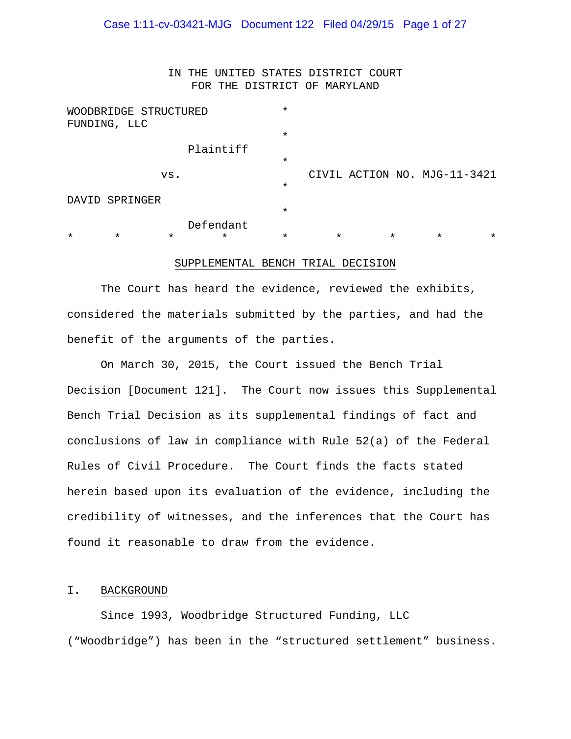IN THE UNITED STATES DISTRICT COURT
FOR THE DISTRICT OF MARYLAND

| | | |
|---|---|---|
| WOODBRIDGE STRUCTURED FUNDING, LLC | * | |
| Plaintiff | * | |
| vs. | * | CIVIL ACTION NO. MJG-11-3421 |
| DAVID SPRINGER | * | |
| Defendant | * | |

\* \* \* \* \* \* \* \* \*

## SUPPLEMENTAL BENCH TRIAL DECISION

The Court has heard the evidence, reviewed the exhibits, considered the materials submitted by the parties, and had the benefit of the arguments of the parties.

On March 30, 2015, the Court issued the Bench Trial Decision [Document 121]. The Court now issues this Supplemental Bench Trial Decision as its supplemental findings of fact and conclusions of law in compliance with Rule 52(a) of the Federal Rules of Civil Procedure. The Court finds the facts stated herein based upon its evaluation of the evidence, including the credibility of witnesses, and the inferences that the Court has found it reasonable to draw from the evidence.

## I. BACKGROUND

Since 1993, Woodbridge Structured Funding, LLC ("Woodbridge") has been in the "structured settlement" business.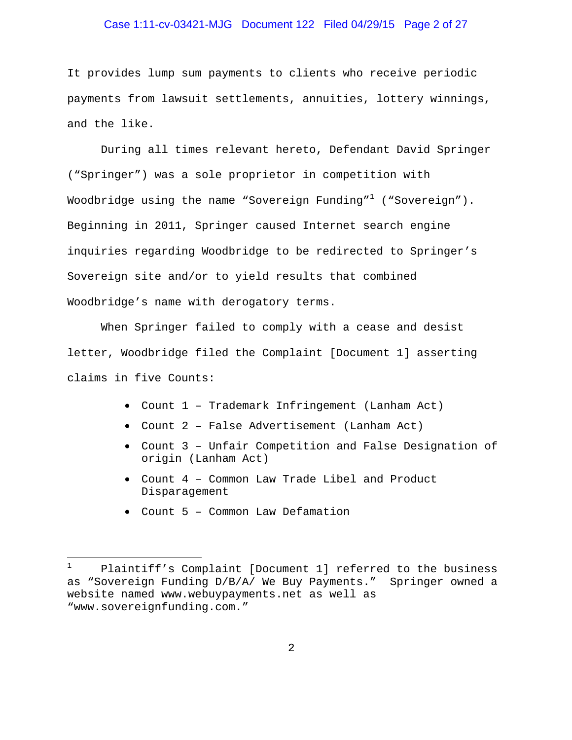It provides lump sum payments to clients who receive periodic payments from lawsuit settlements, annuities, lottery winnings, and the like.

During all times relevant hereto, Defendant David Springer ("Springer") was a sole proprietor in competition with Woodbridge using the name "Sovereign Funding"[1] ("Sovereign"). Beginning in 2011, Springer caused Internet search engine inquiries regarding Woodbridge to be redirected to Springer's Sovereign site and/or to yield results that combined Woodbridge's name with derogatory terms.

When Springer failed to comply with a cease and desist letter, Woodbridge filed the Complaint [Document 1] asserting claims in five Counts:

- Count 1 – Trademark Infringement (Lanham Act)
- Count 2 – False Advertisement (Lanham Act)
- Count 3 – Unfair Competition and False Designation of origin (Lanham Act)
- Count 4 – Common Law Trade Libel and Product Disparagement
- Count 5 – Common Law Defamation

---

[1] Plaintiff's Complaint [Document 1] referred to the business as "Sovereign Funding D/B/A/ We Buy Payments." Springer owned a website named www.webuypayments.net as well as "www.sovereignfunding.com."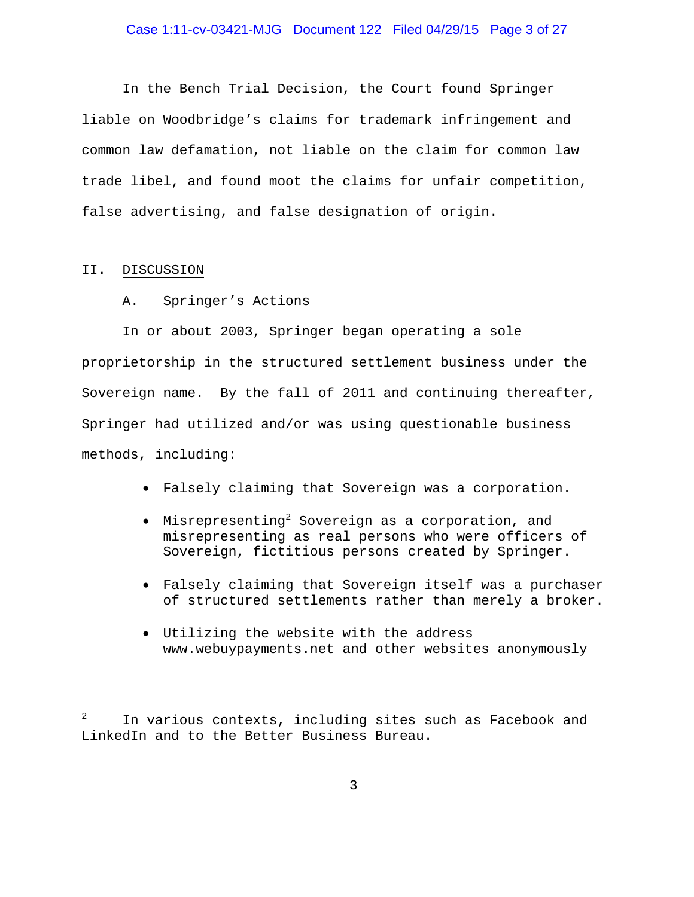In the Bench Trial Decision, the Court found Springer liable on Woodbridge's claims for trademark infringement and common law defamation, not liable on the claim for common law trade libel, and found moot the claims for unfair competition, false advertising, and false designation of origin.

## II. DISCUSSION

### A. Springer's Actions

In or about 2003, Springer began operating a sole proprietorship in the structured settlement business under the Sovereign name. By the fall of 2011 and continuing thereafter, Springer had utilized and/or was using questionable business methods, including:

- Falsely claiming that Sovereign was a corporation.
- Misrepresenting[2] Sovereign as a corporation, and misrepresenting as real persons who were officers of Sovereign, fictitious persons created by Springer.
- Falsely claiming that Sovereign itself was a purchaser of structured settlements rather than merely a broker.
- Utilizing the website with the address www.webuypayments.net and other websites anonymously

---

[2] In various contexts, including sites such as Facebook and LinkedIn and to the Better Business Bureau.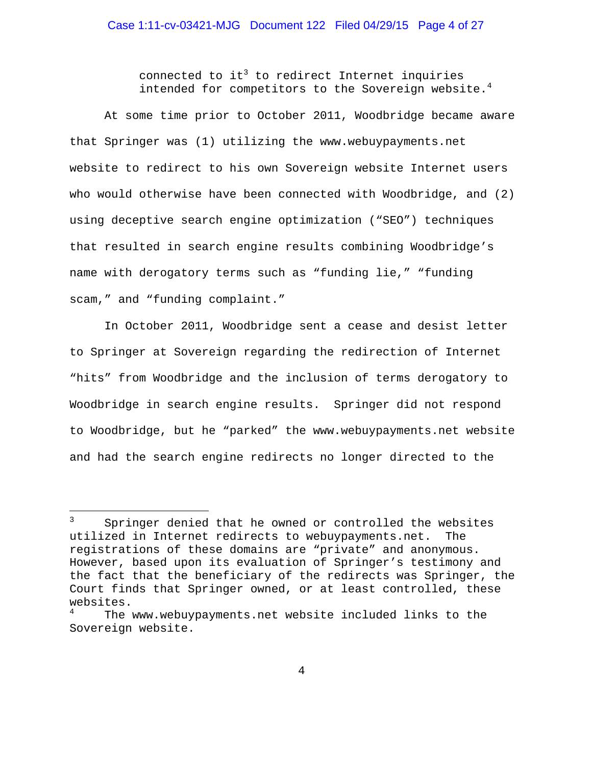connected to it[3] to redirect Internet inquiries intended for competitors to the Sovereign website.[4]

At some time prior to October 2011, Woodbridge became aware that Springer was (1) utilizing the www.webuypayments.net website to redirect to his own Sovereign website Internet users who would otherwise have been connected with Woodbridge, and (2) using deceptive search engine optimization ("SEO") techniques that resulted in search engine results combining Woodbridge's name with derogatory terms such as "funding lie," "funding scam," and "funding complaint."

In October 2011, Woodbridge sent a cease and desist letter to Springer at Sovereign regarding the redirection of Internet "hits" from Woodbridge and the inclusion of terms derogatory to Woodbridge in search engine results. Springer did not respond to Woodbridge, but he "parked" the www.webuypayments.net website and had the search engine redirects no longer directed to the

---

[3] Springer denied that he owned or controlled the websites utilized in Internet redirects to webuypayments.net. The registrations of these domains are "private" and anonymous. However, based upon its evaluation of Springer's testimony and the fact that the beneficiary of the redirects was Springer, the Court finds that Springer owned, or at least controlled, these websites.

[4] The www.webuypayments.net website included links to the Sovereign website.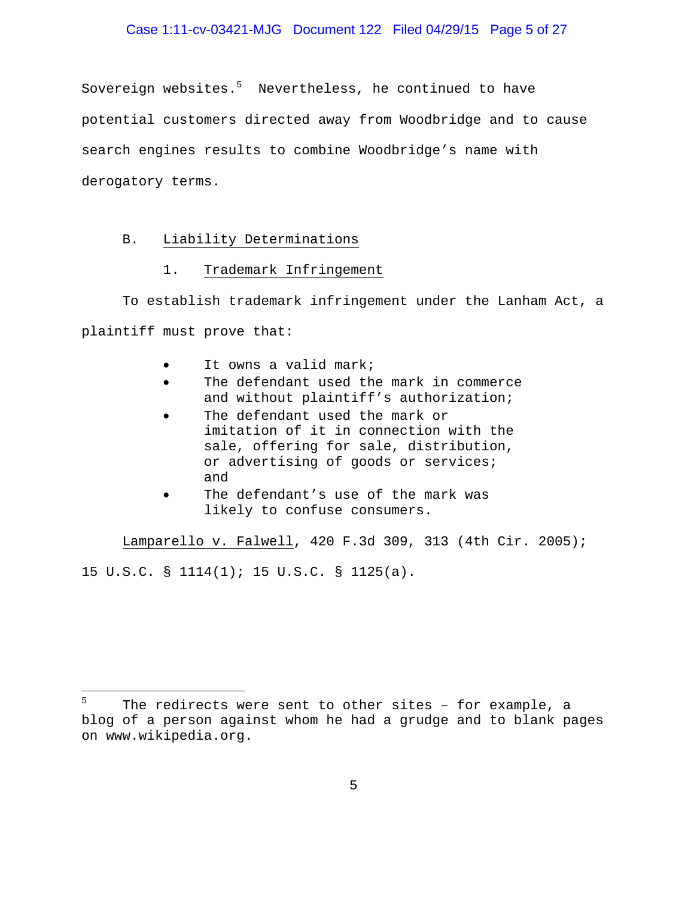Sovereign websites.[5] Nevertheless, he continued to have potential customers directed away from Woodbridge and to cause search engines results to combine Woodbridge's name with derogatory terms.

### B. Liability Determinations

#### 1. Trademark Infringement

To establish trademark infringement under the Lanham Act, a plaintiff must prove that:

- It owns a valid mark;
- The defendant used the mark in commerce and without plaintiff's authorization;
- The defendant used the mark or imitation of it in connection with the sale, offering for sale, distribution, or advertising of goods or services; and
- The defendant's use of the mark was likely to confuse consumers.

Lamparello v. Falwell, 420 F.3d 309, 313 (4th Cir. 2005); 15 U.S.C. § 1114(1); 15 U.S.C. § 1125(a).

[5] The redirects were sent to other sites – for example, a blog of a person against whom he had a grudge and to blank pages on www.wikipedia.org.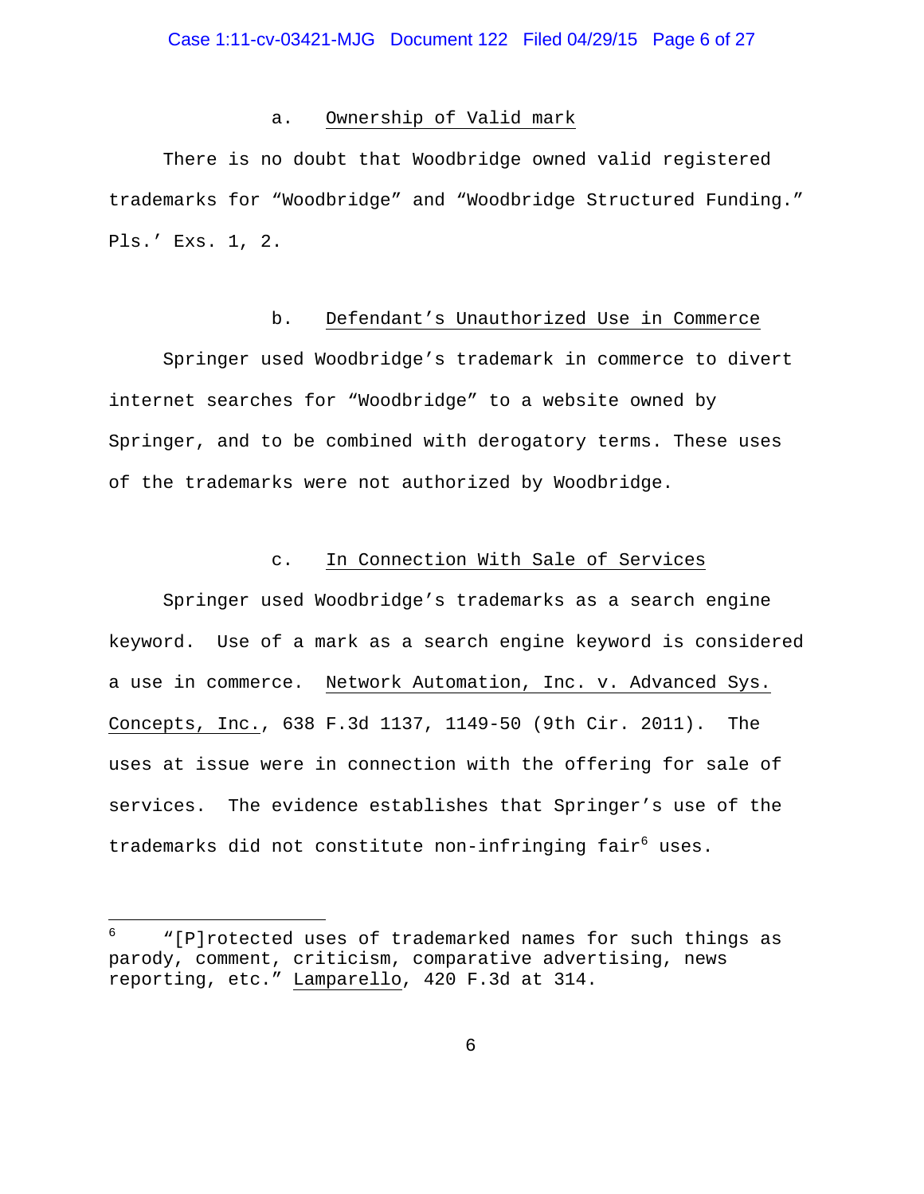a. Ownership of Valid mark

There is no doubt that Woodbridge owned valid registered trademarks for "Woodbridge" and "Woodbridge Structured Funding." Pls.' Exs. 1, 2.

b. Defendant's Unauthorized Use in Commerce

Springer used Woodbridge's trademark in commerce to divert internet searches for "Woodbridge" to a website owned by Springer, and to be combined with derogatory terms. These uses of the trademarks were not authorized by Woodbridge.

c. In Connection With Sale of Services

Springer used Woodbridge's trademarks as a search engine keyword. Use of a mark as a search engine keyword is considered a use in commerce. Network Automation, Inc. v. Advanced Sys. Concepts, Inc., 638 F.3d 1137, 1149-50 (9th Cir. 2011). The uses at issue were in connection with the offering for sale of services. The evidence establishes that Springer's use of the trademarks did not constitute non-infringing fair[6] uses.

---

[6] "[P]rotected uses of trademarked names for such things as parody, comment, criticism, comparative advertising, news reporting, etc." Lamparello, 420 F.3d at 314.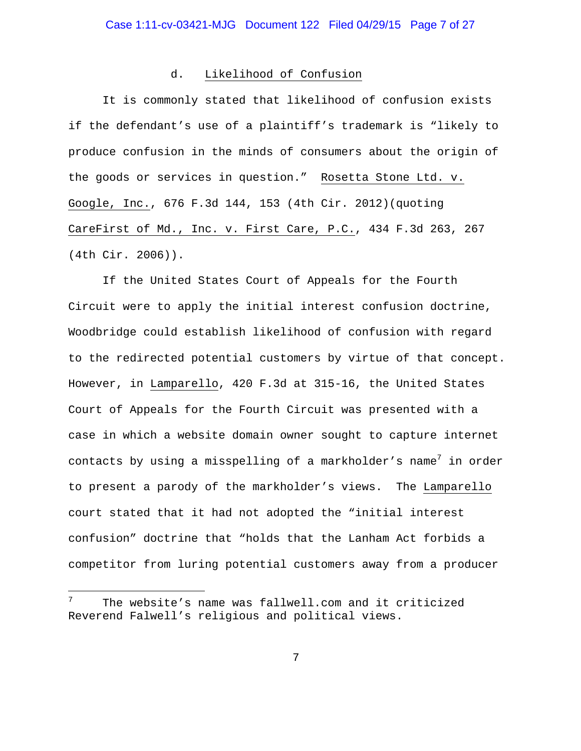### d. Likelihood of Confusion

It is commonly stated that likelihood of confusion exists if the defendant's use of a plaintiff's trademark is "likely to produce confusion in the minds of consumers about the origin of the goods or services in question." Rosetta Stone Ltd. v. Google, Inc., 676 F.3d 144, 153 (4th Cir. 2012)(quoting CareFirst of Md., Inc. v. First Care, P.C., 434 F.3d 263, 267 (4th Cir. 2006)).

If the United States Court of Appeals for the Fourth Circuit were to apply the initial interest confusion doctrine, Woodbridge could establish likelihood of confusion with regard to the redirected potential customers by virtue of that concept. However, in Lamparello, 420 F.3d at 315-16, the United States Court of Appeals for the Fourth Circuit was presented with a case in which a website domain owner sought to capture internet contacts by using a misspelling of a markholder's name[7] in order to present a parody of the markholder's views. The Lamparello court stated that it had not adopted the "initial interest confusion" doctrine that "holds that the Lanham Act forbids a competitor from luring potential customers away from a producer

---

[7] The website's name was fallwell.com and it criticized Reverend Falwell's religious and political views.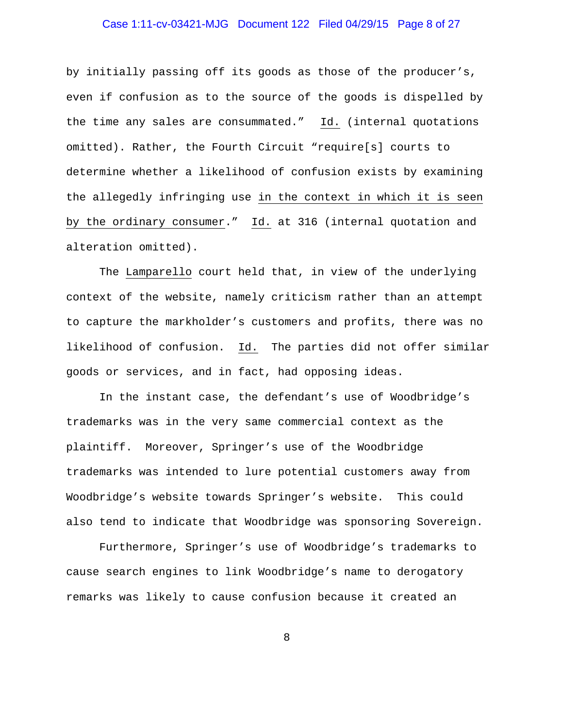by initially passing off its goods as those of the producer's, even if confusion as to the source of the goods is dispelled by the time any sales are consummated." Id. (internal quotations omitted). Rather, the Fourth Circuit "require[s] courts to determine whether a likelihood of confusion exists by examining the allegedly infringing use in the context in which it is seen by the ordinary consumer." Id. at 316 (internal quotation and alteration omitted).

The Lamparello court held that, in view of the underlying context of the website, namely criticism rather than an attempt to capture the markholder's customers and profits, there was no likelihood of confusion. Id. The parties did not offer similar goods or services, and in fact, had opposing ideas.

In the instant case, the defendant's use of Woodbridge's trademarks was in the very same commercial context as the plaintiff. Moreover, Springer's use of the Woodbridge trademarks was intended to lure potential customers away from Woodbridge's website towards Springer's website. This could also tend to indicate that Woodbridge was sponsoring Sovereign.

Furthermore, Springer's use of Woodbridge's trademarks to cause search engines to link Woodbridge's name to derogatory remarks was likely to cause confusion because it created an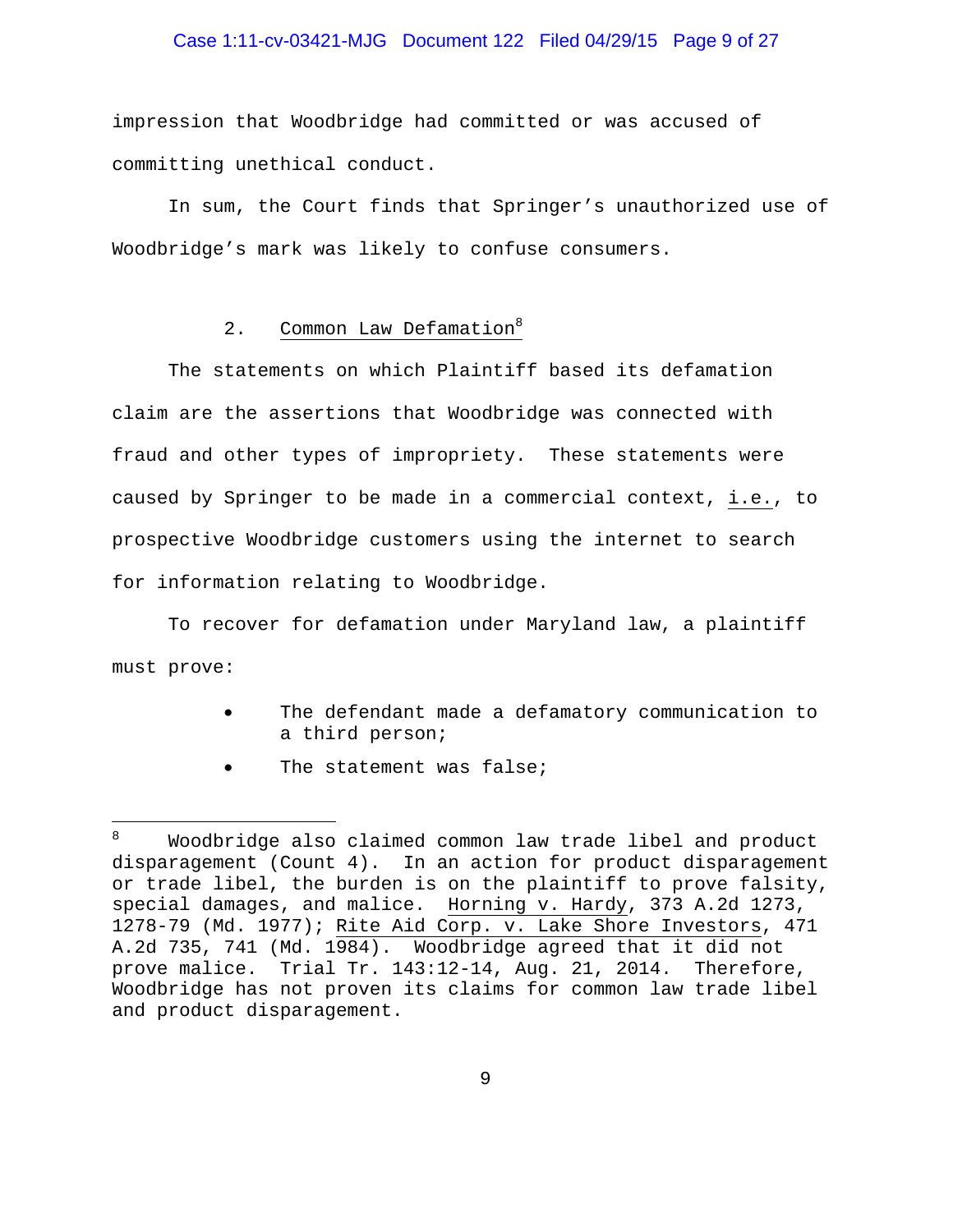impression that Woodbridge had committed or was accused of committing unethical conduct.

In sum, the Court finds that Springer's unauthorized use of Woodbridge's mark was likely to confuse consumers.

### 2. Common Law Defamation[8]

The statements on which Plaintiff based its defamation claim are the assertions that Woodbridge was connected with fraud and other types of impropriety. These statements were caused by Springer to be made in a commercial context, i.e., to prospective Woodbridge customers using the internet to search for information relating to Woodbridge.

To recover for defamation under Maryland law, a plaintiff must prove:

- The defendant made a defamatory communication to a third person;
- The statement was false;

---

[8] Woodbridge also claimed common law trade libel and product disparagement (Count 4). In an action for product disparagement or trade libel, the burden is on the plaintiff to prove falsity, special damages, and malice. Horning v. Hardy, 373 A.2d 1273, 1278-79 (Md. 1977); Rite Aid Corp. v. Lake Shore Investors, 471 A.2d 735, 741 (Md. 1984). Woodbridge agreed that it did not prove malice. Trial Tr. 143:12-14, Aug. 21, 2014. Therefore, Woodbridge has not proven its claims for common law trade libel and product disparagement.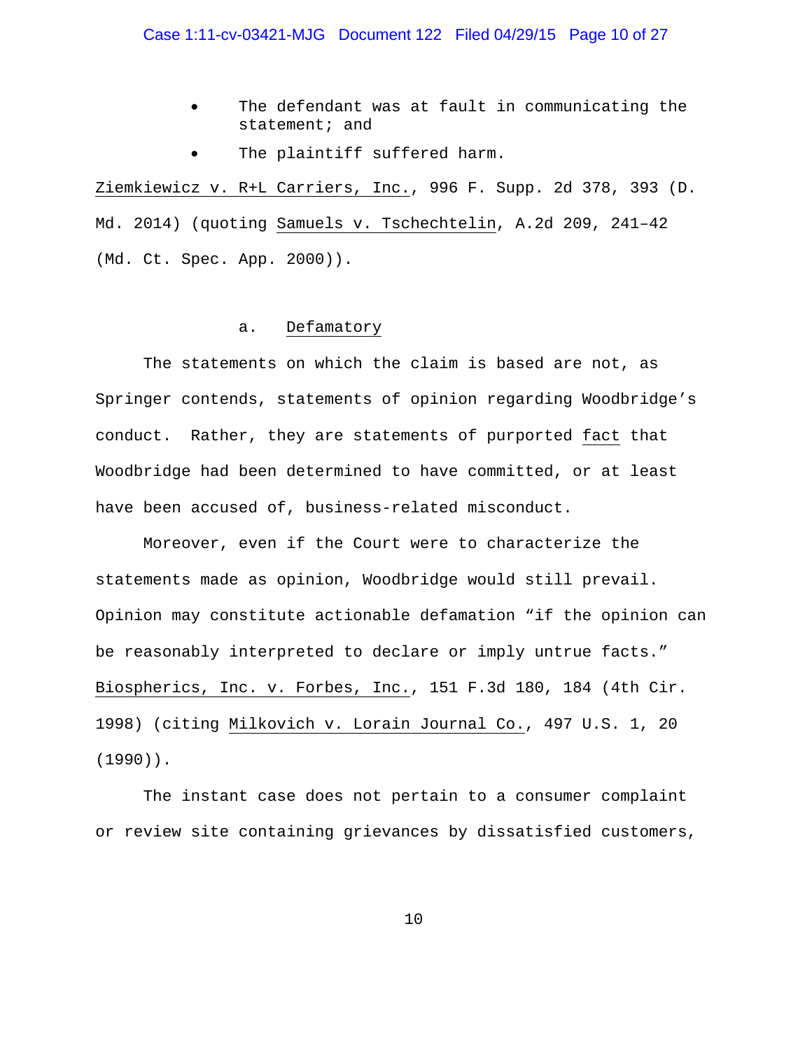- The defendant was at fault in communicating the statement; and
- The plaintiff suffered harm.

Ziemkiewicz v. R+L Carriers, Inc., 996 F. Supp. 2d 378, 393 (D. Md. 2014) (quoting Samuels v. Tschechtelin, A.2d 209, 241–42 (Md. Ct. Spec. App. 2000)).

a. Defamatory

The statements on which the claim is based are not, as Springer contends, statements of opinion regarding Woodbridge's conduct. Rather, they are statements of purported fact that Woodbridge had been determined to have committed, or at least have been accused of, business-related misconduct.

Moreover, even if the Court were to characterize the statements made as opinion, Woodbridge would still prevail. Opinion may constitute actionable defamation "if the opinion can be reasonably interpreted to declare or imply untrue facts." Biospherics, Inc. v. Forbes, Inc., 151 F.3d 180, 184 (4th Cir. 1998) (citing Milkovich v. Lorain Journal Co., 497 U.S. 1, 20 (1990)).

The instant case does not pertain to a consumer complaint or review site containing grievances by dissatisfied customers,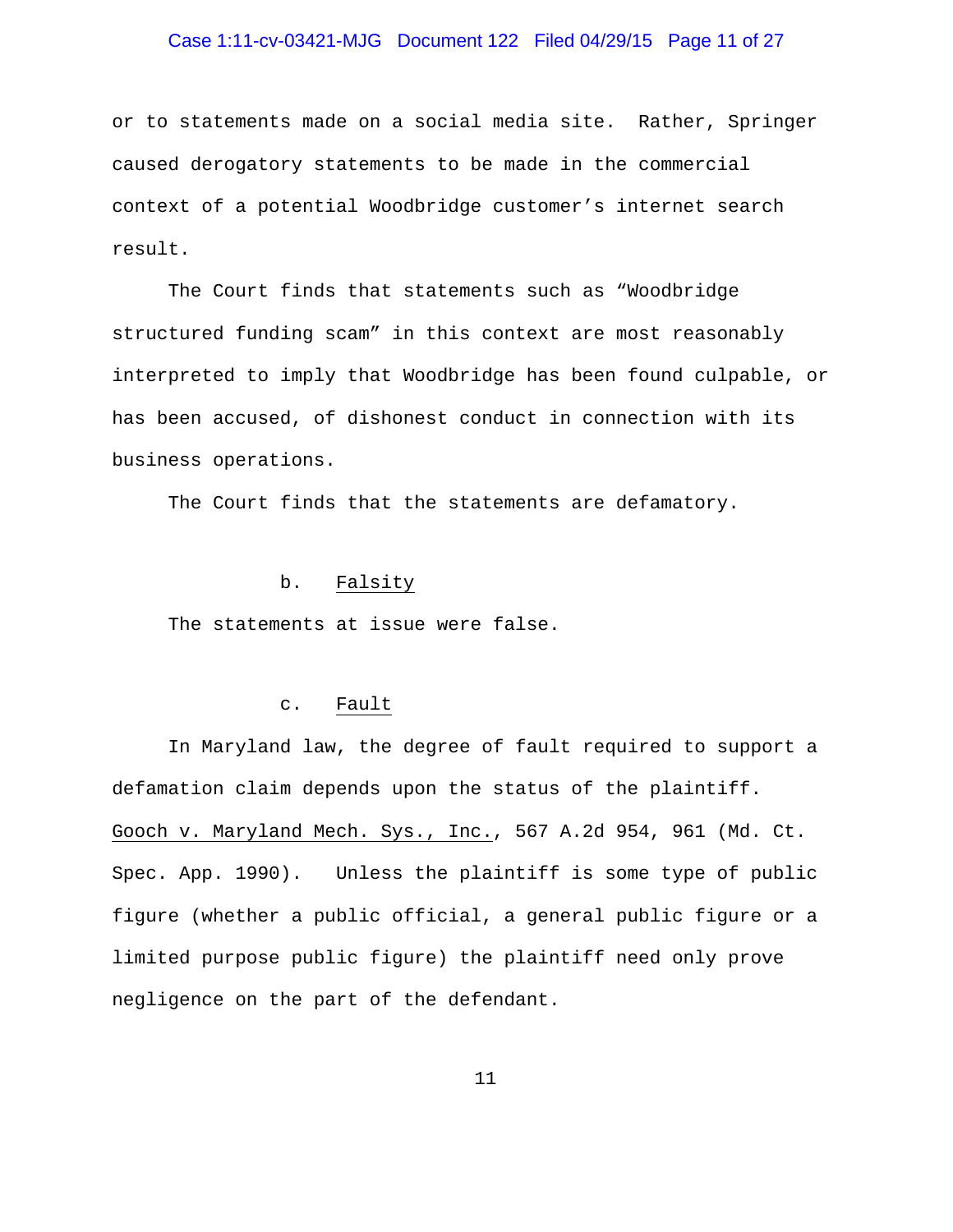or to statements made on a social media site. Rather, Springer caused derogatory statements to be made in the commercial context of a potential Woodbridge customer's internet search result.

The Court finds that statements such as "Woodbridge structured funding scam" in this context are most reasonably interpreted to imply that Woodbridge has been found culpable, or has been accused, of dishonest conduct in connection with its business operations.

The Court finds that the statements are defamatory.

b. Falsity

The statements at issue were false.

c. Fault

In Maryland law, the degree of fault required to support a defamation claim depends upon the status of the plaintiff. Gooch v. Maryland Mech. Sys., Inc., 567 A.2d 954, 961 (Md. Ct. Spec. App. 1990). Unless the plaintiff is some type of public figure (whether a public official, a general public figure or a limited purpose public figure) the plaintiff need only prove negligence on the part of the defendant.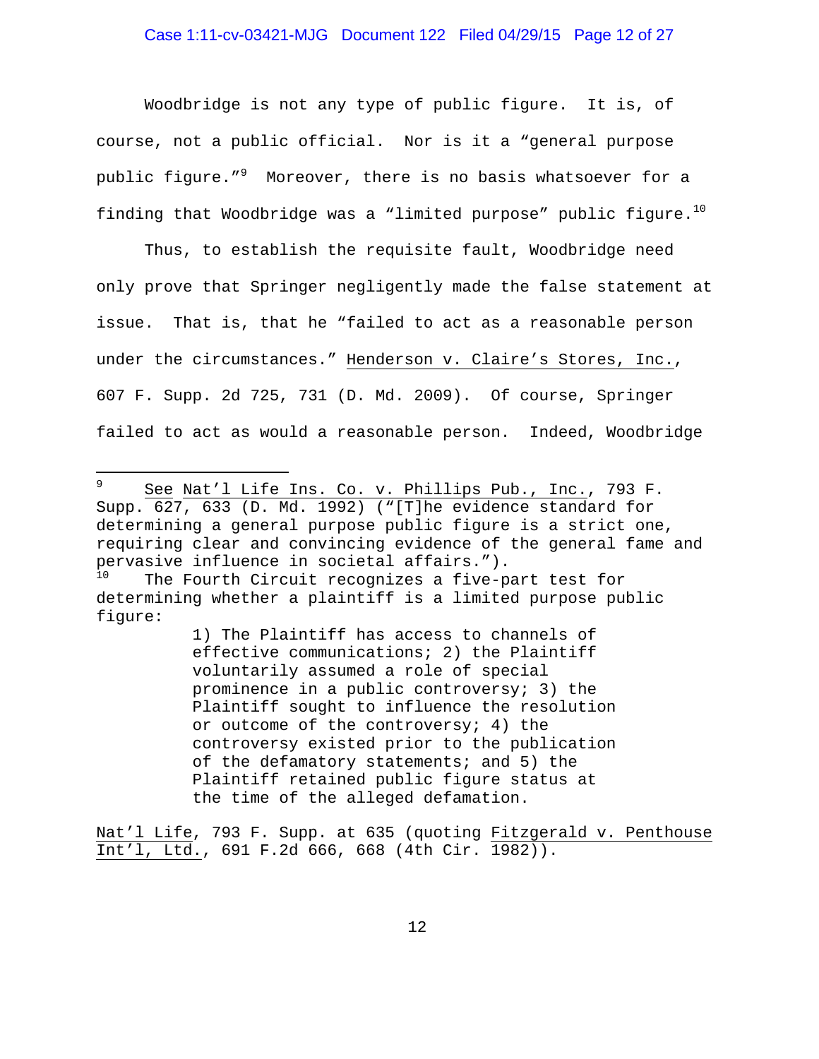Woodbridge is not any type of public figure. It is, of course, not a public official. Nor is it a "general purpose public figure."[9] Moreover, there is no basis whatsoever for a finding that Woodbridge was a "limited purpose" public figure.[10]

Thus, to establish the requisite fault, Woodbridge need only prove that Springer negligently made the false statement at issue. That is, that he "failed to act as a reasonable person under the circumstances." Henderson v. Claire's Stores, Inc., 607 F. Supp. 2d 725, 731 (D. Md. 2009). Of course, Springer failed to act as would a reasonable person. Indeed, Woodbridge

---

[9] See Nat'l Life Ins. Co. v. Phillips Pub., Inc., 793 F. Supp. 627, 633 (D. Md. 1992) ("[T]he evidence standard for determining a general purpose public figure is a strict one, requiring clear and convincing evidence of the general fame and pervasive influence in societal affairs.").

[10] The Fourth Circuit recognizes a five-part test for determining whether a plaintiff is a limited purpose public figure:

> 1) The Plaintiff has access to channels of effective communications; 2) the Plaintiff voluntarily assumed a role of special prominence in a public controversy; 3) the Plaintiff sought to influence the resolution or outcome of the controversy; 4) the controversy existed prior to the publication of the defamatory statements; and 5) the Plaintiff retained public figure status at the time of the alleged defamation.

Nat'l Life, 793 F. Supp. at 635 (quoting Fitzgerald v. Penthouse Int'l, Ltd., 691 F.2d 666, 668 (4th Cir. 1982)).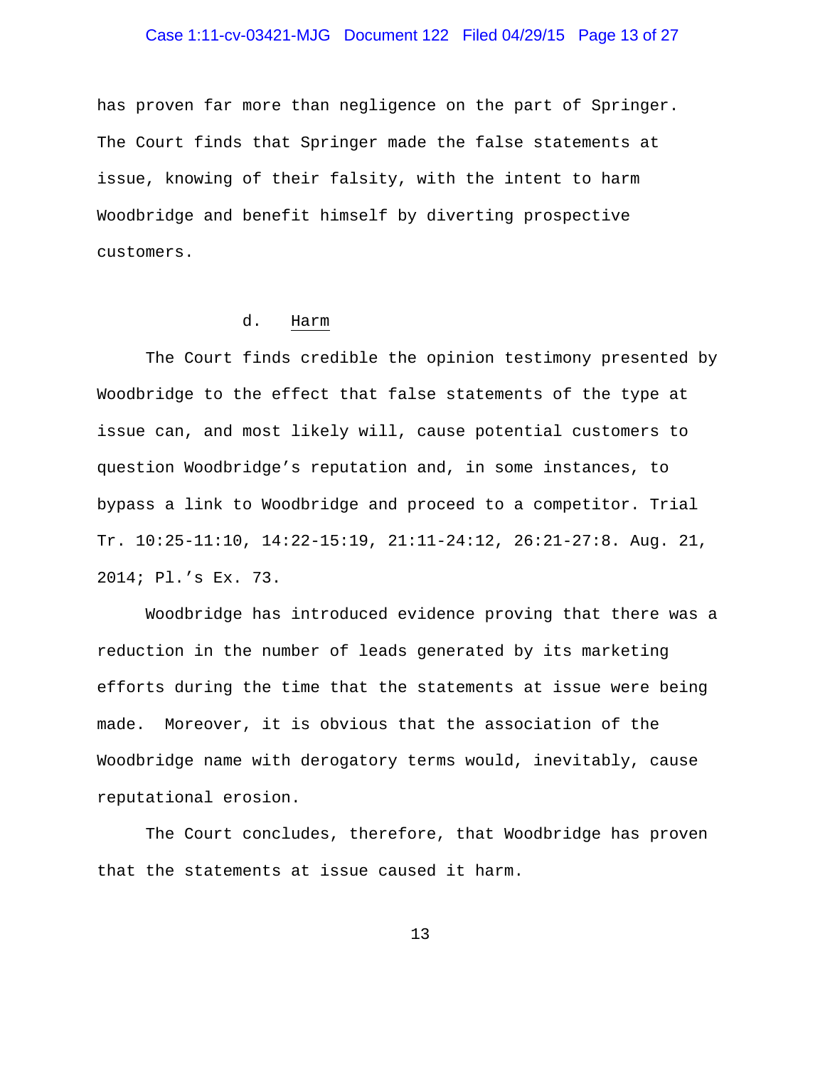has proven far more than negligence on the part of Springer. The Court finds that Springer made the false statements at issue, knowing of their falsity, with the intent to harm Woodbridge and benefit himself by diverting prospective customers.

#### d. Harm

The Court finds credible the opinion testimony presented by Woodbridge to the effect that false statements of the type at issue can, and most likely will, cause potential customers to question Woodbridge's reputation and, in some instances, to bypass a link to Woodbridge and proceed to a competitor. Trial Tr. 10:25-11:10, 14:22-15:19, 21:11-24:12, 26:21-27:8. Aug. 21, 2014; Pl.'s Ex. 73.

Woodbridge has introduced evidence proving that there was a reduction in the number of leads generated by its marketing efforts during the time that the statements at issue were being made. Moreover, it is obvious that the association of the Woodbridge name with derogatory terms would, inevitably, cause reputational erosion.

The Court concludes, therefore, that Woodbridge has proven that the statements at issue caused it harm.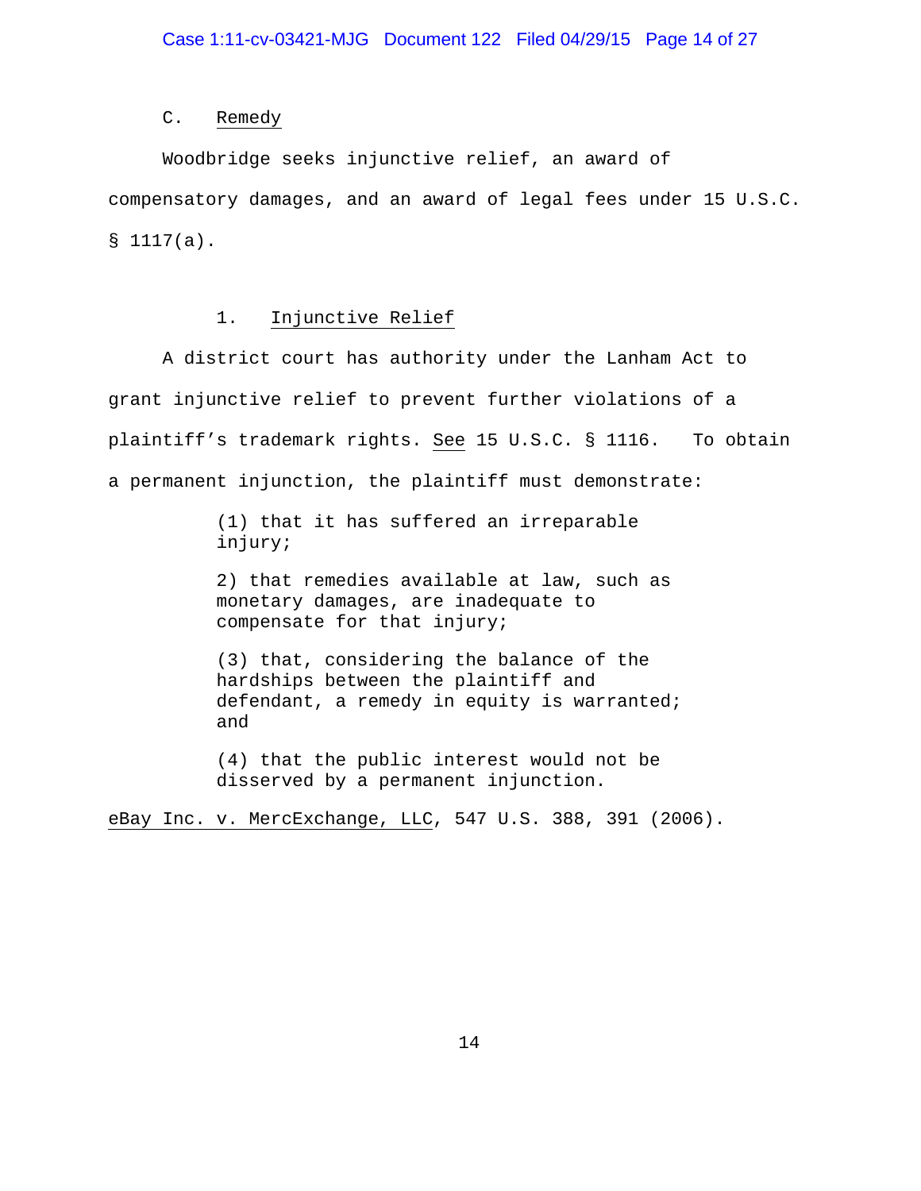### C. Remedy

Woodbridge seeks injunctive relief, an award of compensatory damages, and an award of legal fees under 15 U.S.C. § 1117(a).

#### 1. Injunctive Relief

A district court has authority under the Lanham Act to grant injunctive relief to prevent further violations of a plaintiff's trademark rights. See 15 U.S.C. § 1116. To obtain a permanent injunction, the plaintiff must demonstrate:

> (1) that it has suffered an irreparable injury;
>
> 2) that remedies available at law, such as monetary damages, are inadequate to compensate for that injury;
>
> (3) that, considering the balance of the hardships between the plaintiff and defendant, a remedy in equity is warranted; and
>
> (4) that the public interest would not be disserved by a permanent injunction.

eBay Inc. v. MercExchange, LLC, 547 U.S. 388, 391 (2006).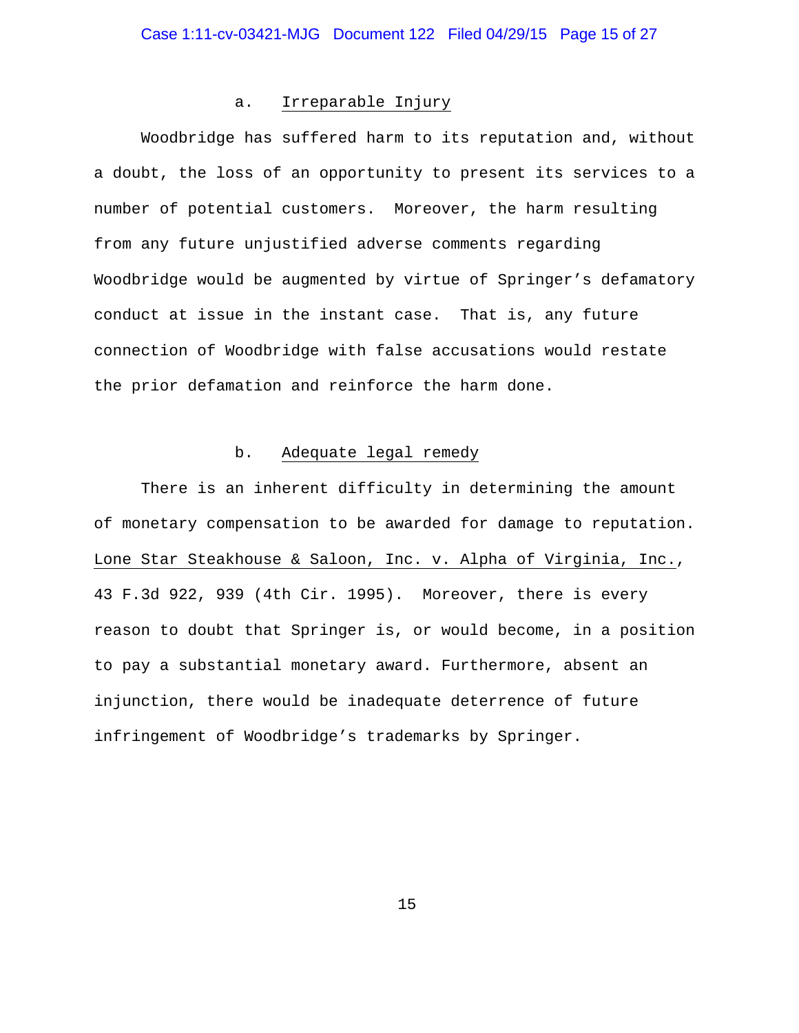### a. Irreparable Injury

Woodbridge has suffered harm to its reputation and, without a doubt, the loss of an opportunity to present its services to a number of potential customers. Moreover, the harm resulting from any future unjustified adverse comments regarding Woodbridge would be augmented by virtue of Springer's defamatory conduct at issue in the instant case. That is, any future connection of Woodbridge with false accusations would restate the prior defamation and reinforce the harm done.

### b. Adequate legal remedy

There is an inherent difficulty in determining the amount of monetary compensation to be awarded for damage to reputation. Lone Star Steakhouse & Saloon, Inc. v. Alpha of Virginia, Inc., 43 F.3d 922, 939 (4th Cir. 1995). Moreover, there is every reason to doubt that Springer is, or would become, in a position to pay a substantial monetary award. Furthermore, absent an injunction, there would be inadequate deterrence of future infringement of Woodbridge's trademarks by Springer.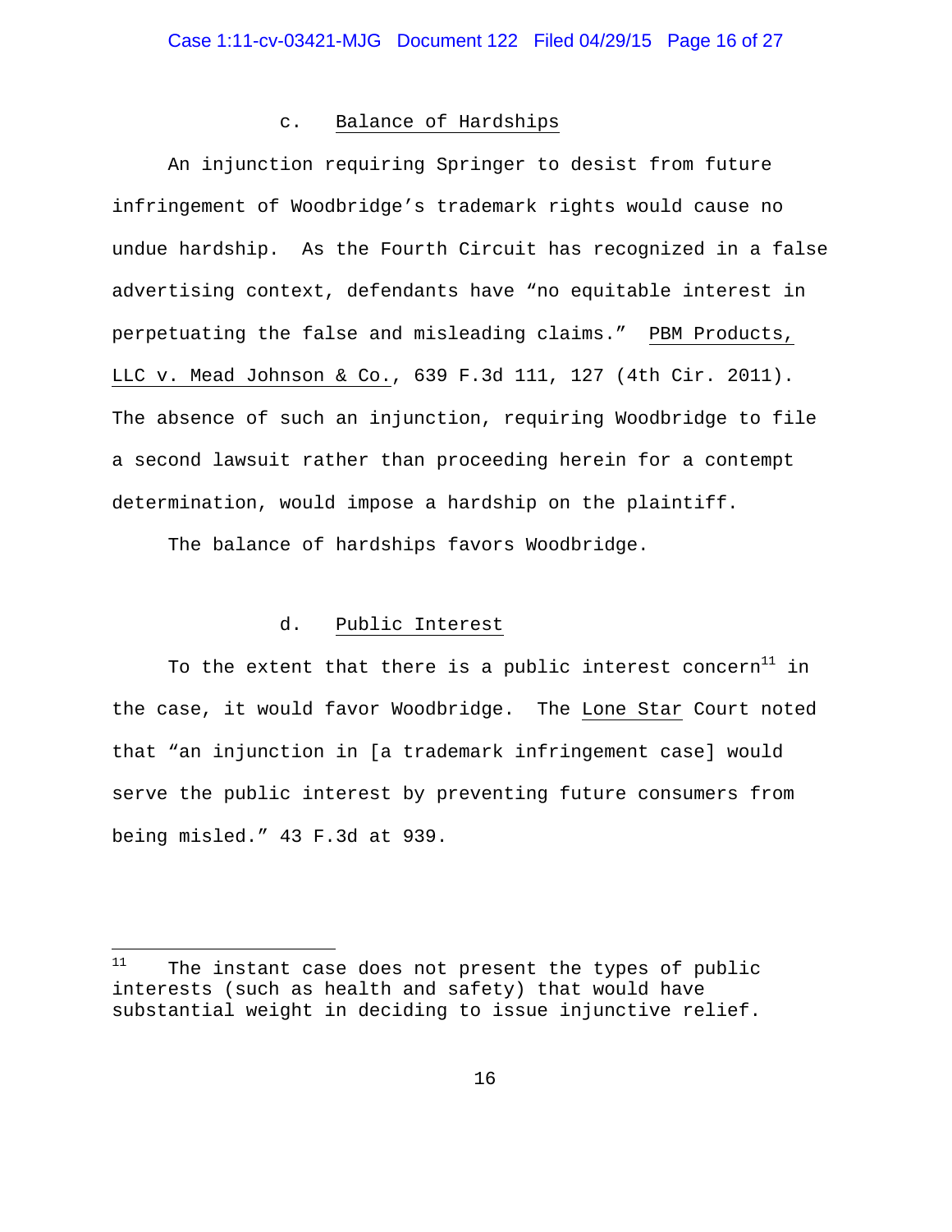c. Balance of Hardships

An injunction requiring Springer to desist from future infringement of Woodbridge's trademark rights would cause no undue hardship. As the Fourth Circuit has recognized in a false advertising context, defendants have "no equitable interest in perpetuating the false and misleading claims." PBM Products, LLC v. Mead Johnson & Co., 639 F.3d 111, 127 (4th Cir. 2011). The absence of such an injunction, requiring Woodbridge to file a second lawsuit rather than proceeding herein for a contempt determination, would impose a hardship on the plaintiff.

The balance of hardships favors Woodbridge.

d. Public Interest

To the extent that there is a public interest concern[11] in the case, it would favor Woodbridge. The Lone Star Court noted that "an injunction in [a trademark infringement case] would serve the public interest by preventing future consumers from being misled." 43 F.3d at 939.

---

[11] The instant case does not present the types of public interests (such as health and safety) that would have substantial weight in deciding to issue injunctive relief.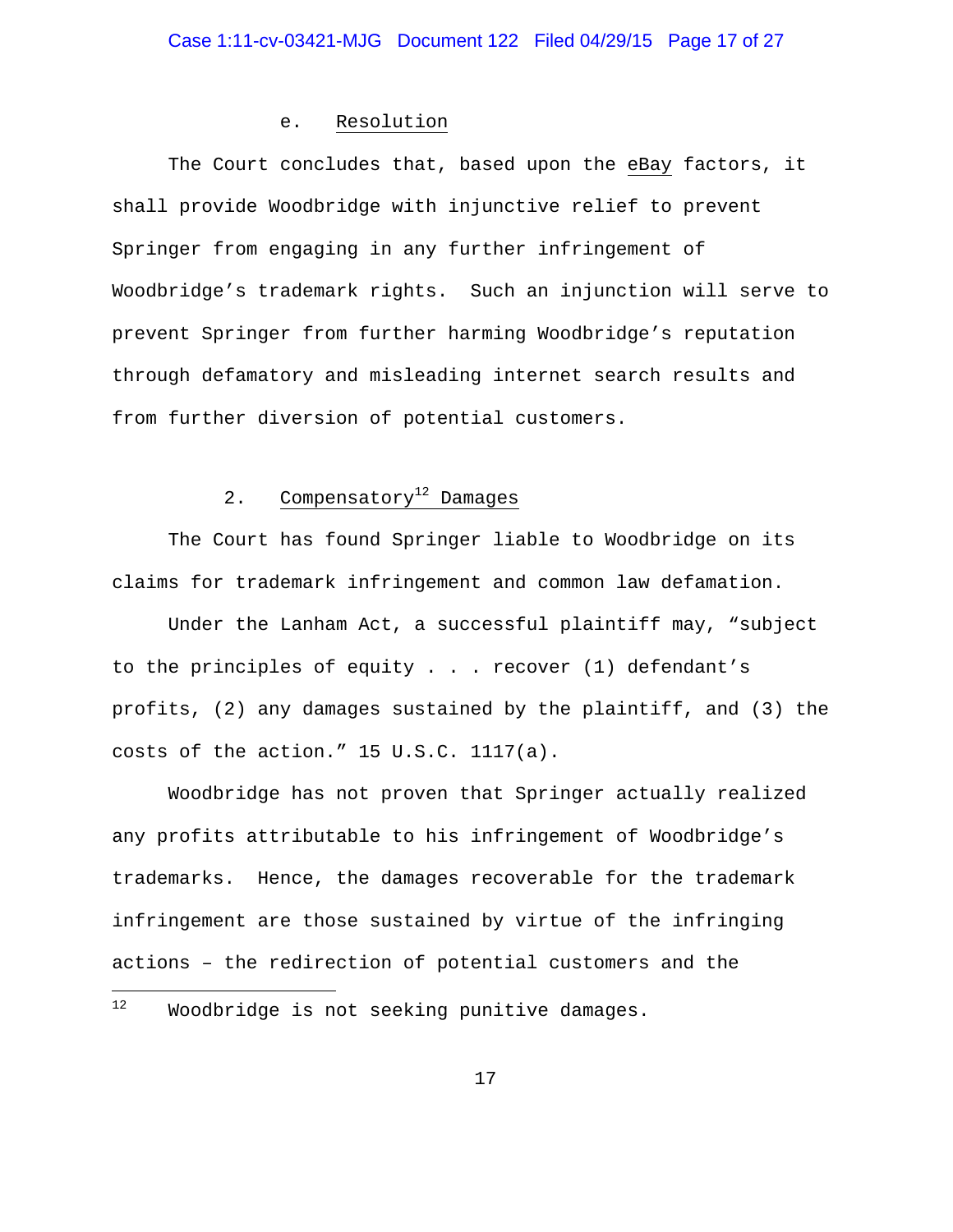#### e. Resolution

The Court concludes that, based upon the eBay factors, it shall provide Woodbridge with injunctive relief to prevent Springer from engaging in any further infringement of Woodbridge's trademark rights. Such an injunction will serve to prevent Springer from further harming Woodbridge's reputation through defamatory and misleading internet search results and from further diversion of potential customers.

### 2. Compensatory[12] Damages

The Court has found Springer liable to Woodbridge on its claims for trademark infringement and common law defamation.

Under the Lanham Act, a successful plaintiff may, "subject to the principles of equity . . . recover (1) defendant's profits, (2) any damages sustained by the plaintiff, and (3) the costs of the action." 15 U.S.C. 1117(a).

Woodbridge has not proven that Springer actually realized any profits attributable to his infringement of Woodbridge's trademarks. Hence, the damages recoverable for the trademark infringement are those sustained by virtue of the infringing actions – the redirection of potential customers and the

---

[12] Woodbridge is not seeking punitive damages.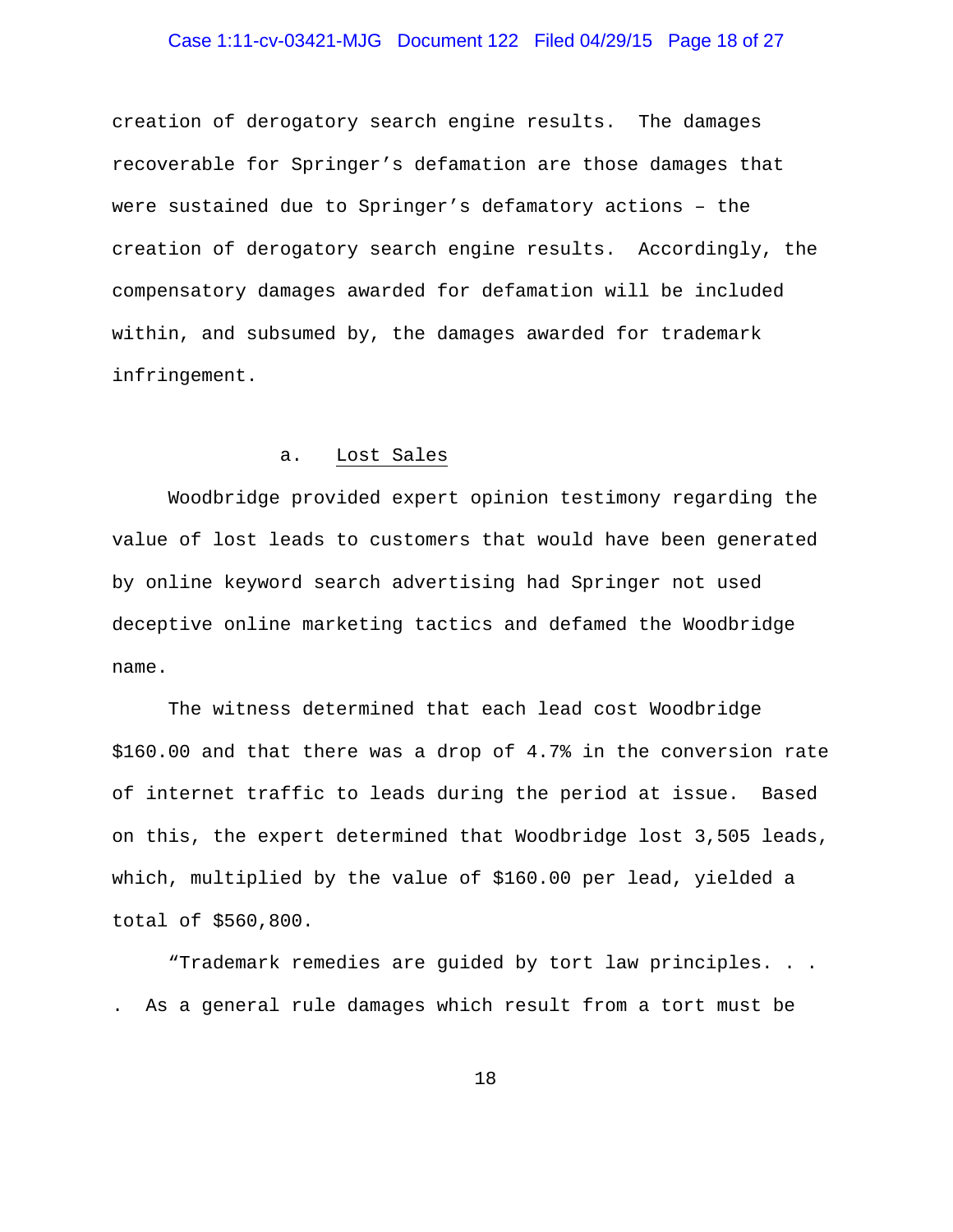creation of derogatory search engine results. The damages recoverable for Springer's defamation are those damages that were sustained due to Springer's defamatory actions – the creation of derogatory search engine results. Accordingly, the compensatory damages awarded for defamation will be included within, and subsumed by, the damages awarded for trademark infringement.

a. Lost Sales

Woodbridge provided expert opinion testimony regarding the value of lost leads to customers that would have been generated by online keyword search advertising had Springer not used deceptive online marketing tactics and defamed the Woodbridge name.

The witness determined that each lead cost Woodbridge $160.00 and that there was a drop of 4.7% in the conversion rate of internet traffic to leads during the period at issue. Based on this, the expert determined that Woodbridge lost 3,505 leads, which, multiplied by the value of $160.00 per lead, yielded a total of $560,800.

"Trademark remedies are guided by tort law principles. . . . As a general rule damages which result from a tort must be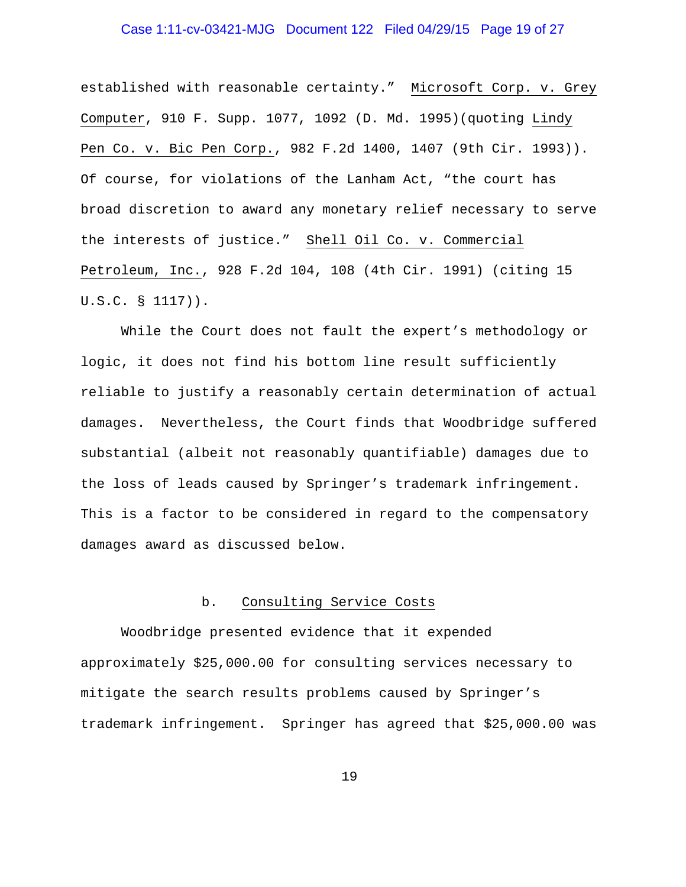established with reasonable certainty." Microsoft Corp. v. Grey Computer, 910 F. Supp. 1077, 1092 (D. Md. 1995)(quoting Lindy Pen Co. v. Bic Pen Corp., 982 F.2d 1400, 1407 (9th Cir. 1993)). Of course, for violations of the Lanham Act, "the court has broad discretion to award any monetary relief necessary to serve the interests of justice." Shell Oil Co. v. Commercial Petroleum, Inc., 928 F.2d 104, 108 (4th Cir. 1991) (citing 15 U.S.C. § 1117)).

While the Court does not fault the expert's methodology or logic, it does not find his bottom line result sufficiently reliable to justify a reasonably certain determination of actual damages. Nevertheless, the Court finds that Woodbridge suffered substantial (albeit not reasonably quantifiable) damages due to the loss of leads caused by Springer's trademark infringement. This is a factor to be considered in regard to the compensatory damages award as discussed below.

b. Consulting Service Costs

Woodbridge presented evidence that it expended approximately $25,000.00 for consulting services necessary to mitigate the search results problems caused by Springer's trademark infringement. Springer has agreed that $25,000.00 was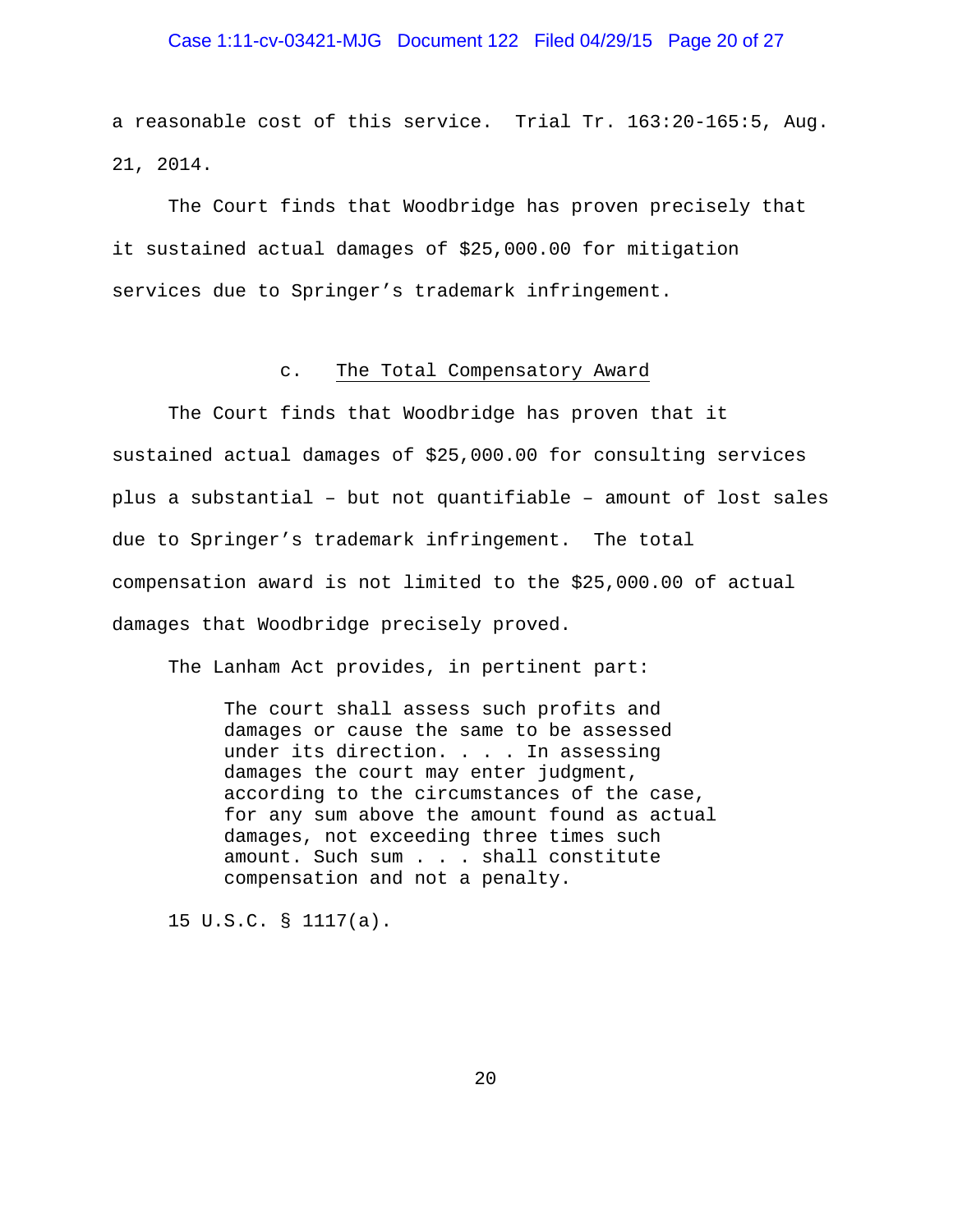a reasonable cost of this service. Trial Tr. 163:20-165:5, Aug. 21, 2014.

The Court finds that Woodbridge has proven precisely that it sustained actual damages of $25,000.00 for mitigation services due to Springer's trademark infringement.

### c. The Total Compensatory Award

The Court finds that Woodbridge has proven that it sustained actual damages of $25,000.00 for consulting services plus a substantial – but not quantifiable – amount of lost sales due to Springer's trademark infringement. The total compensation award is not limited to the $25,000.00 of actual damages that Woodbridge precisely proved.

The Lanham Act provides, in pertinent part:

> The court shall assess such profits and damages or cause the same to be assessed under its direction. . . . In assessing damages the court may enter judgment, according to the circumstances of the case, for any sum above the amount found as actual damages, not exceeding three times such amount. Such sum . . . shall constitute compensation and not a penalty.

15 U.S.C. § 1117(a).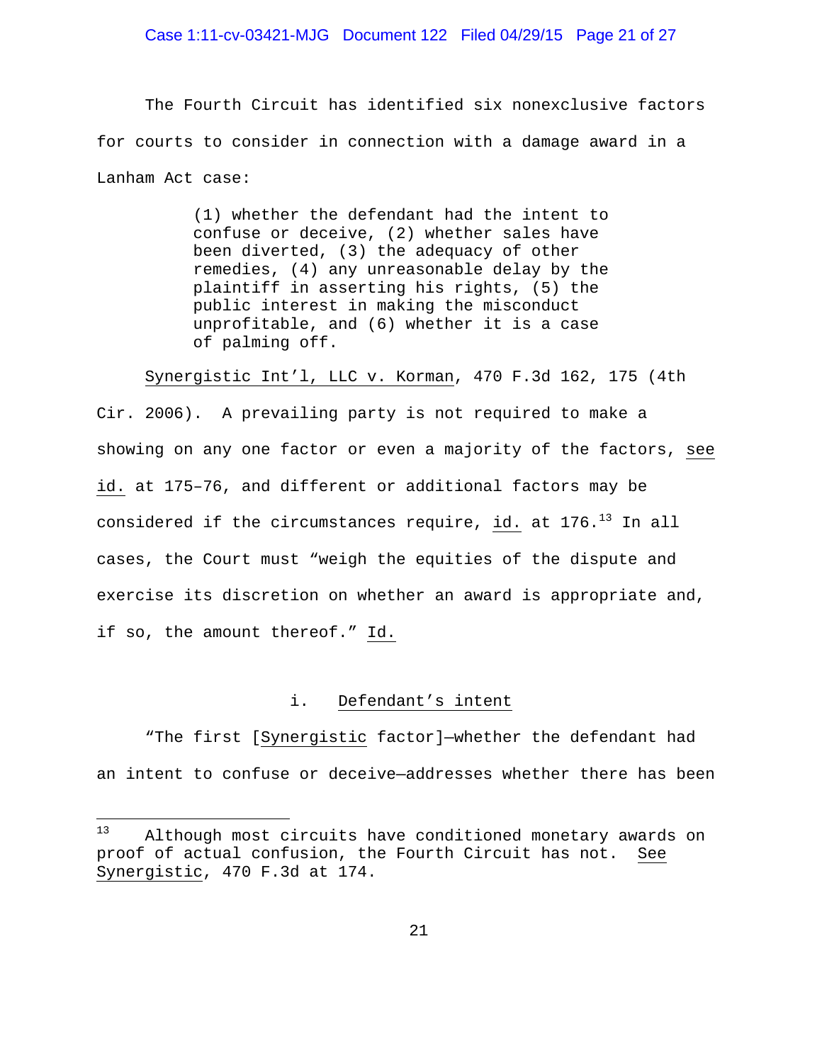The Fourth Circuit has identified six nonexclusive factors for courts to consider in connection with a damage award in a Lanham Act case:

> (1) whether the defendant had the intent to confuse or deceive, (2) whether sales have been diverted, (3) the adequacy of other remedies, (4) any unreasonable delay by the plaintiff in asserting his rights, (5) the public interest in making the misconduct unprofitable, and (6) whether it is a case of palming off.

Synergistic Int'l, LLC v. Korman, 470 F.3d 162, 175 (4th Cir. 2006). A prevailing party is not required to make a showing on any one factor or even a majority of the factors, see id. at 175–76, and different or additional factors may be considered if the circumstances require, id. at 176.[13] In all cases, the Court must "weigh the equities of the dispute and exercise its discretion on whether an award is appropriate and, if so, the amount thereof." Id.

i. Defendant's intent

"The first [Synergistic factor]—whether the defendant had an intent to confuse or deceive—addresses whether there has been

[13] Although most circuits have conditioned monetary awards on proof of actual confusion, the Fourth Circuit has not. See Synergistic, 470 F.3d at 174.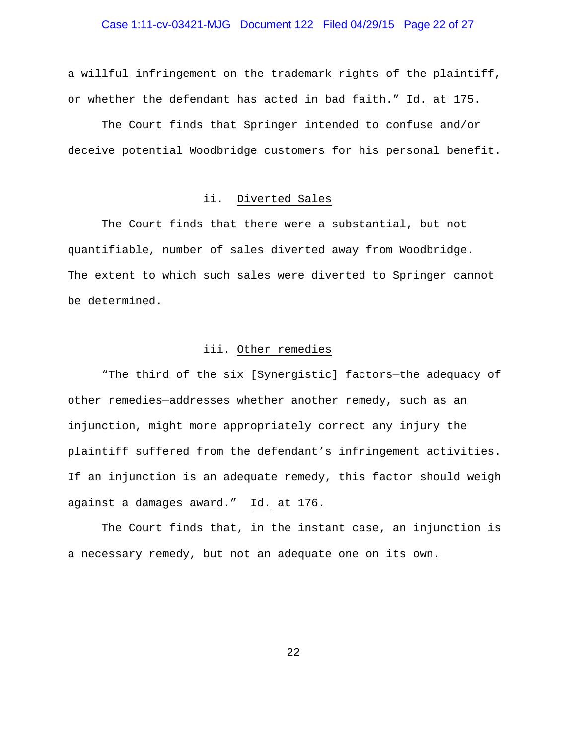a willful infringement on the trademark rights of the plaintiff, or whether the defendant has acted in bad faith." Id. at 175.

The Court finds that Springer intended to confuse and/or deceive potential Woodbridge customers for his personal benefit.

### ii. Diverted Sales

The Court finds that there were a substantial, but not quantifiable, number of sales diverted away from Woodbridge. The extent to which such sales were diverted to Springer cannot be determined.

### iii. Other remedies

"The third of the six [Synergistic] factors—the adequacy of other remedies—addresses whether another remedy, such as an injunction, might more appropriately correct any injury the plaintiff suffered from the defendant's infringement activities. If an injunction is an adequate remedy, this factor should weigh against a damages award." Id. at 176.

The Court finds that, in the instant case, an injunction is a necessary remedy, but not an adequate one on its own.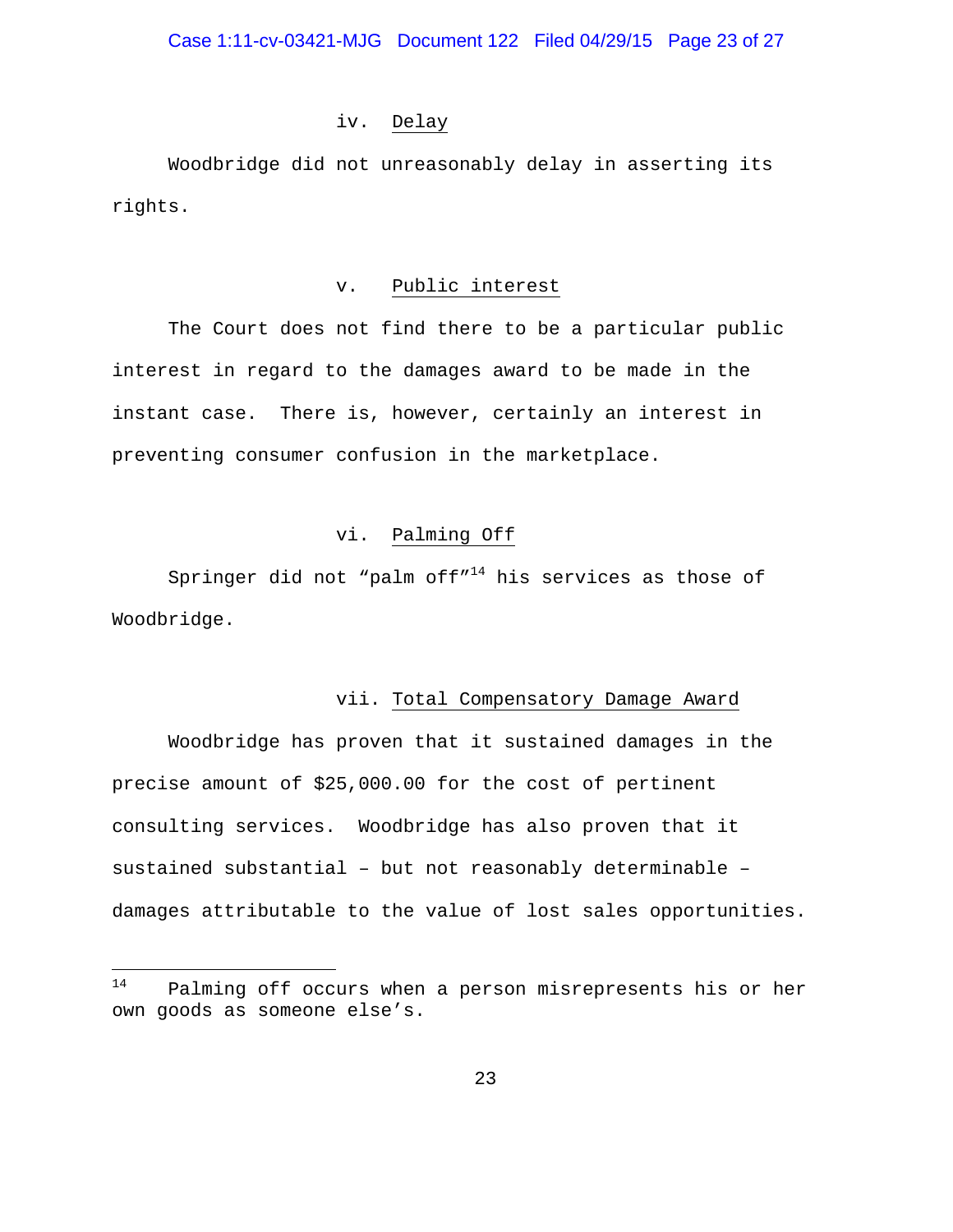iv. Delay

Woodbridge did not unreasonably delay in asserting its rights.

v. Public interest

The Court does not find there to be a particular public interest in regard to the damages award to be made in the instant case. There is, however, certainly an interest in preventing consumer confusion in the marketplace.

vi. Palming Off

Springer did not "palm off"[14] his services as those of Woodbridge.

vii. Total Compensatory Damage Award

Woodbridge has proven that it sustained damages in the precise amount of $25,000.00 for the cost of pertinent consulting services. Woodbridge has also proven that it sustained substantial – but not reasonably determinable – damages attributable to the value of lost sales opportunities.

---

[14] Palming off occurs when a person misrepresents his or her own goods as someone else's.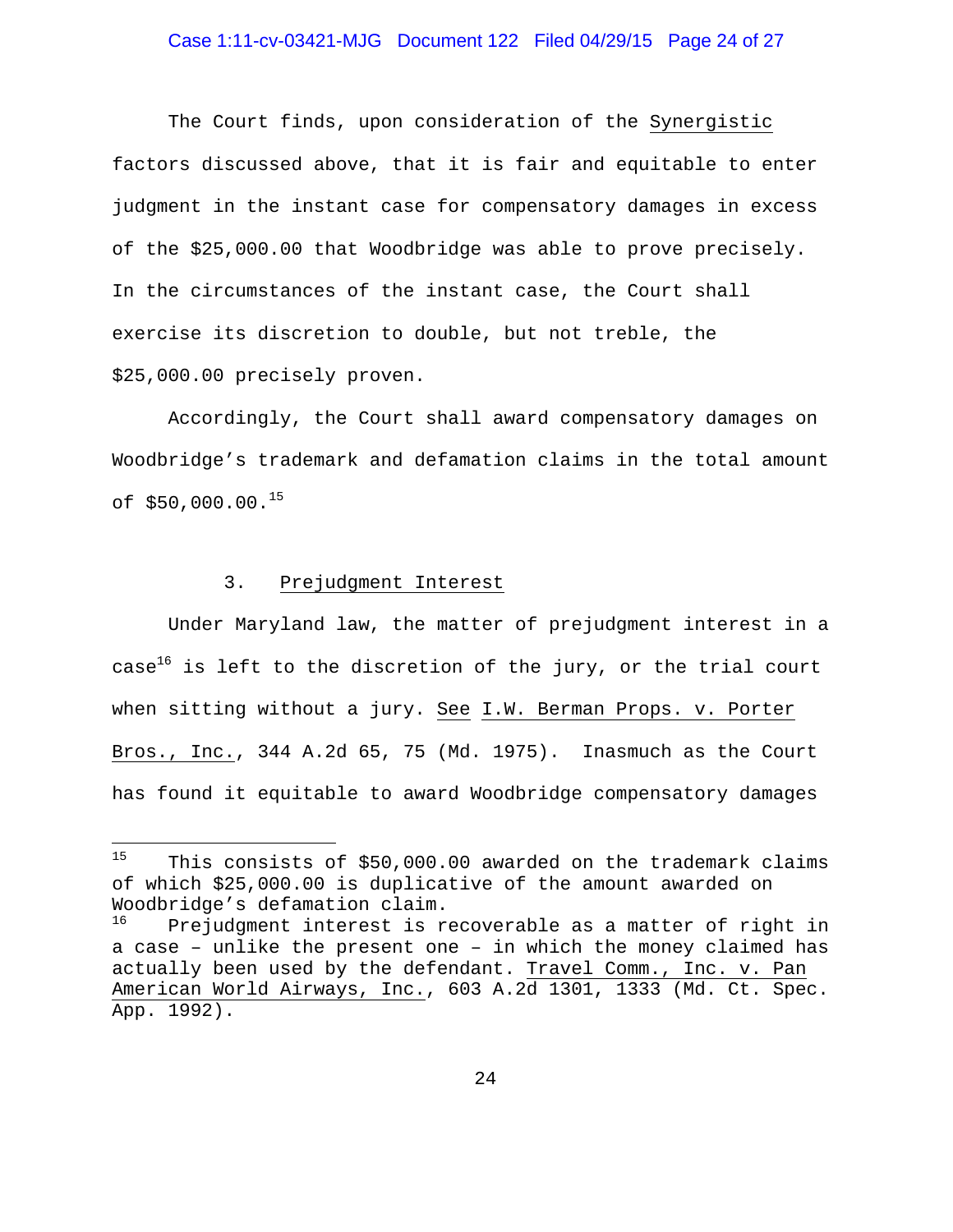The Court finds, upon consideration of the Synergistic factors discussed above, that it is fair and equitable to enter judgment in the instant case for compensatory damages in excess of the $25,000.00 that Woodbridge was able to prove precisely. In the circumstances of the instant case, the Court shall exercise its discretion to double, but not treble, the $25,000.00 precisely proven.

Accordingly, the Court shall award compensatory damages on Woodbridge's trademark and defamation claims in the total amount of $50,000.00.[15]

### 3. Prejudgment Interest

Under Maryland law, the matter of prejudgment interest in a case[16] is left to the discretion of the jury, or the trial court when sitting without a jury. See I.W. Berman Props. v. Porter Bros., Inc., 344 A.2d 65, 75 (Md. 1975). Inasmuch as the Court has found it equitable to award Woodbridge compensatory damages

---

[15] This consists of $50,000.00 awarded on the trademark claims of which $25,000.00 is duplicative of the amount awarded on Woodbridge's defamation claim.

[16] Prejudgment interest is recoverable as a matter of right in a case – unlike the present one – in which the money claimed has actually been used by the defendant. Travel Comm., Inc. v. Pan American World Airways, Inc., 603 A.2d 1301, 1333 (Md. Ct. Spec. App. 1992).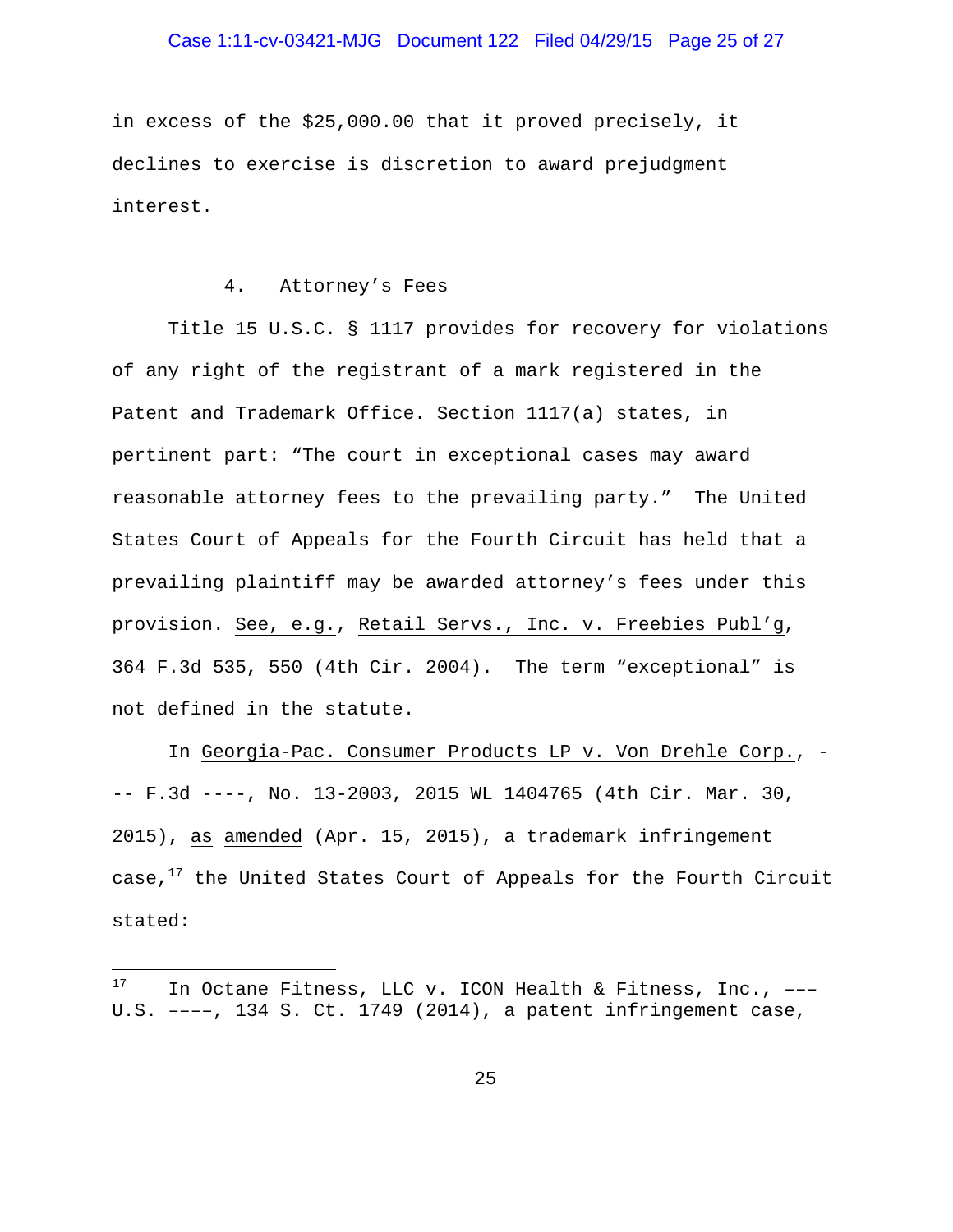in excess of the $25,000.00 that it proved precisely, it declines to exercise is discretion to award prejudgment interest.

4. Attorney's Fees

Title 15 U.S.C. § 1117 provides for recovery for violations of any right of the registrant of a mark registered in the Patent and Trademark Office. Section 1117(a) states, in pertinent part: "The court in exceptional cases may award reasonable attorney fees to the prevailing party." The United States Court of Appeals for the Fourth Circuit has held that a prevailing plaintiff may be awarded attorney's fees under this provision. See, e.g., Retail Servs., Inc. v. Freebies Publ'g, 364 F.3d 535, 550 (4th Cir. 2004). The term "exceptional" is not defined in the statute.

In Georgia-Pac. Consumer Products LP v. Von Drehle Corp., --- F.3d ----, No. 13-2003, 2015 WL 1404765 (4th Cir. Mar. 30, 2015), as amended (Apr. 15, 2015), a trademark infringement case,[17] the United States Court of Appeals for the Fourth Circuit stated:

---

[17] In Octane Fitness, LLC v. ICON Health & Fitness, Inc., ––– U.S. ––––, 134 S. Ct. 1749 (2014), a patent infringement case,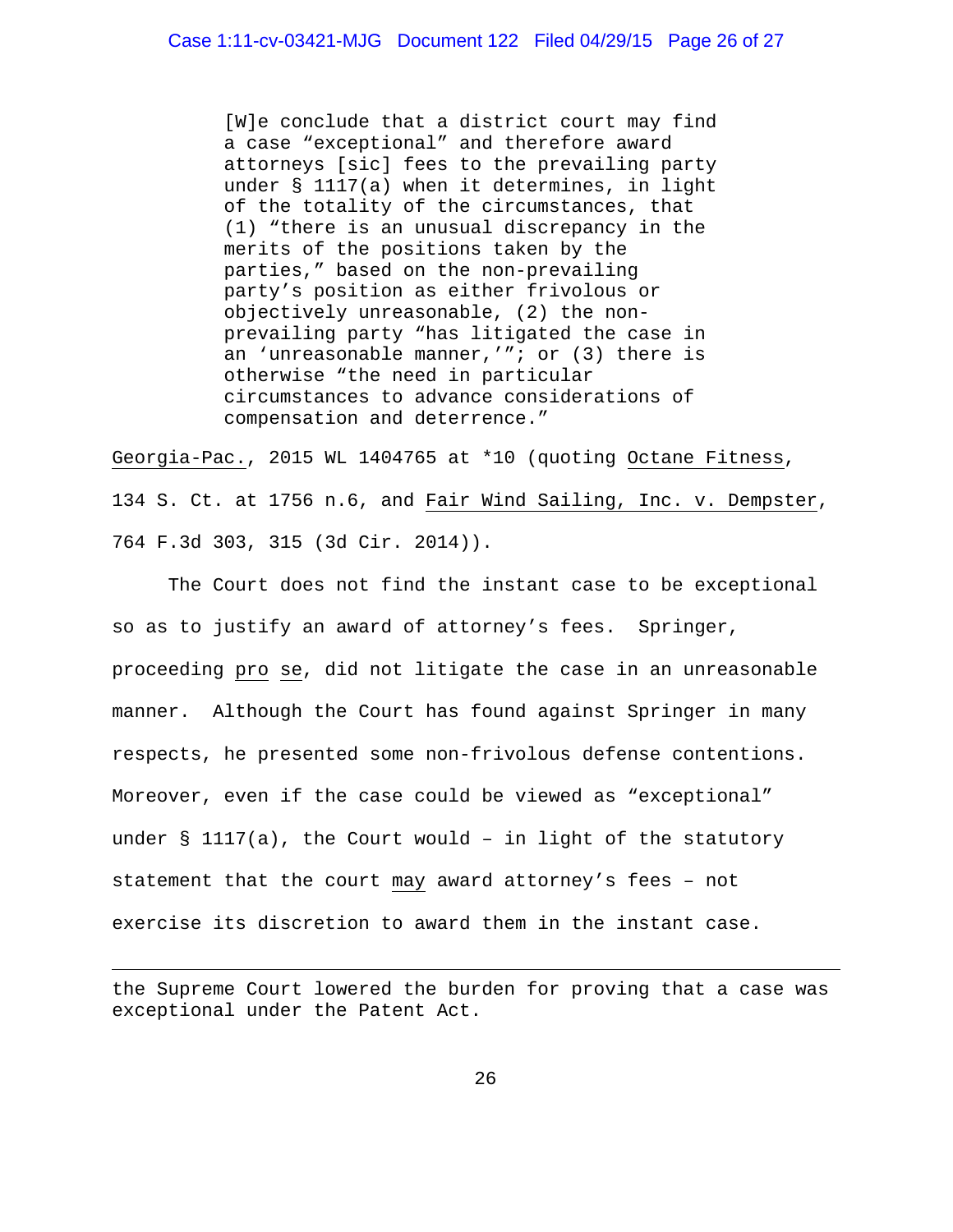> [W]e conclude that a district court may find a case "exceptional" and therefore award attorneys [sic] fees to the prevailing party under § 1117(a) when it determines, in light of the totality of the circumstances, that (1) "there is an unusual discrepancy in the merits of the positions taken by the parties," based on the non-prevailing party's position as either frivolous or objectively unreasonable, (2) the non-prevailing party "has litigated the case in an 'unreasonable manner,'"; or (3) there is otherwise "the need in particular circumstances to advance considerations of compensation and deterrence."

<u>Georgia-Pac.</u>, 2015 WL 1404765 at *10 (quoting <u>Octane Fitness</u>, 134 S. Ct. at 1756 n.6, and <u>Fair Wind Sailing, Inc. v. Dempster</u>, 764 F.3d 303, 315 (3d Cir. 2014)).

The Court does not find the instant case to be exceptional so as to justify an award of attorney's fees. Springer, proceeding <u>pro se</u>, did not litigate the case in an unreasonable manner. Although the Court has found against Springer in many respects, he presented some non-frivolous defense contentions. Moreover, even if the case could be viewed as "exceptional" under § 1117(a), the Court would – in light of the statutory statement that the court <u>may</u> award attorney's fees – not exercise its discretion to award them in the instant case.

---

the Supreme Court lowered the burden for proving that a case was exceptional under the Patent Act.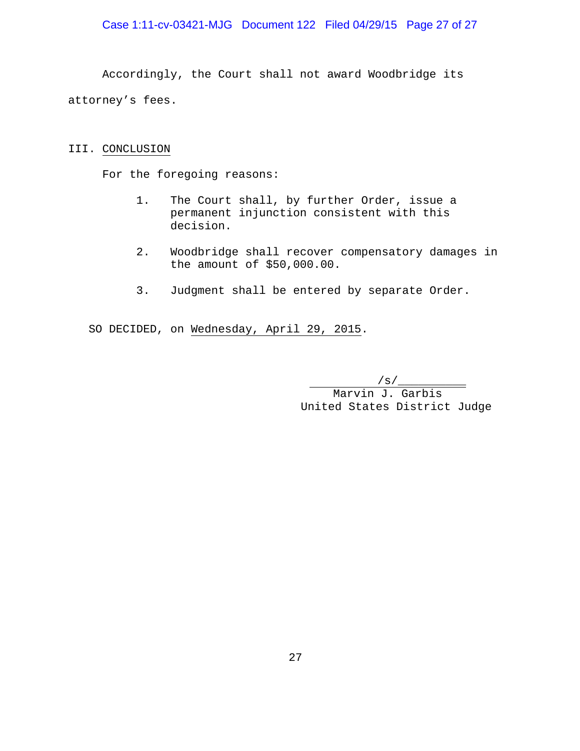Accordingly, the Court shall not award Woodbridge its attorney's fees.

## III. CONCLUSION

For the foregoing reasons:

1. The Court shall, by further Order, issue a permanent injunction consistent with this decision.

2. Woodbridge shall recover compensatory damages in the amount of $50,000.00.

3. Judgment shall be entered by separate Order.

SO DECIDED, on Wednesday, April 29, 2015.

/s/

Marvin J. Garbis
United States District Judge